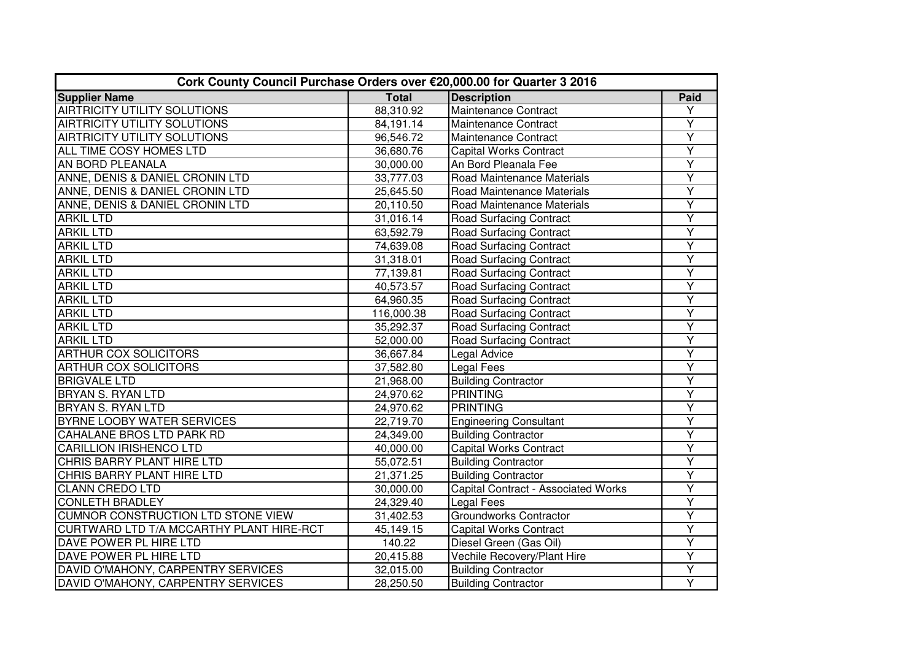| Cork County Council Purchase Orders over €20,000.00 for Quarter 3 2016 | | | |
|---|---|---|---|
| **Supplier Name** | **Total** | **Description** | **Paid** |
| AIRTRICITY UTILITY SOLUTIONS | 88,310.92 | Maintenance Contract | Y |
| AIRTRICITY UTILITY SOLUTIONS | 84,191.14 | Maintenance Contract | Y |
| AIRTRICITY UTILITY SOLUTIONS | 96,546.72 | Maintenance Contract | Y |
| ALL TIME COSY HOMES LTD | 36,680.76 | Capital Works Contract | Y |
| AN BORD PLEANALA | 30,000.00 | An Bord Pleanala Fee | Y |
| ANNE, DENIS & DANIEL CRONIN LTD | 33,777.03 | Road Maintenance Materials | Y |
| ANNE, DENIS & DANIEL CRONIN LTD | 25,645.50 | Road Maintenance Materials | Y |
| ANNE, DENIS & DANIEL CRONIN LTD | 20,110.50 | Road Maintenance Materials | Y |
| ARKIL LTD | 31,016.14 | Road Surfacing Contract | Y |
| ARKIL LTD | 63,592.79 | Road Surfacing Contract | Y |
| ARKIL LTD | 74,639.08 | Road Surfacing Contract | Y |
| ARKIL LTD | 31,318.01 | Road Surfacing Contract | Y |
| ARKIL LTD | 77,139.81 | Road Surfacing Contract | Y |
| ARKIL LTD | 40,573.57 | Road Surfacing Contract | Y |
| ARKIL LTD | 64,960.35 | Road Surfacing Contract | Y |
| ARKIL LTD | 116,000.38 | Road Surfacing Contract | Y |
| ARKIL LTD | 35,292.37 | Road Surfacing Contract | Y |
| ARKIL LTD | 52,000.00 | Road Surfacing Contract | Y |
| ARTHUR COX SOLICITORS | 36,667.84 | Legal Advice | Y |
| ARTHUR COX SOLICITORS | 37,582.80 | Legal Fees | Y |
| BRIGVALE LTD | 21,968.00 | Building Contractor | Y |
| BRYAN S. RYAN LTD | 24,970.62 | PRINTING | Y |
| BRYAN S. RYAN LTD | 24,970.62 | PRINTING | Y |
| BYRNE LOOBY WATER SERVICES | 22,719.70 | Engineering Consultant | Y |
| CAHALANE BROS LTD PARK RD | 24,349.00 | Building Contractor | Y |
| CARILLION IRISHENCO LTD | 40,000.00 | Capital Works Contract | Y |
| CHRIS BARRY PLANT HIRE LTD | 55,072.51 | Building Contractor | Y |
| CHRIS BARRY PLANT HIRE LTD | 21,371.25 | Building Contractor | Y |
| CLANN CREDO LTD | 30,000.00 | Capital Contract - Associated Works | Y |
| CONLETH BRADLEY | 24,329.40 | Legal Fees | Y |
| CUMNOR CONSTRUCTION LTD STONE VIEW | 31,402.53 | Groundworks Contractor | Y |
| CURTWARD LTD T/A MCCARTHY PLANT HIRE-RCT | 45,149.15 | Capital Works Contract | Y |
| DAVE POWER PL HIRE LTD | 140.22 | Diesel Green (Gas Oil) | Y |
| DAVE POWER PL HIRE LTD | 20,415.88 | Vechile Recovery/Plant Hire | Y |
| DAVID O'MAHONY, CARPENTRY SERVICES | 32,015.00 | Building Contractor | Y |
| DAVID O'MAHONY, CARPENTRY SERVICES | 28,250.50 | Building Contractor | Y |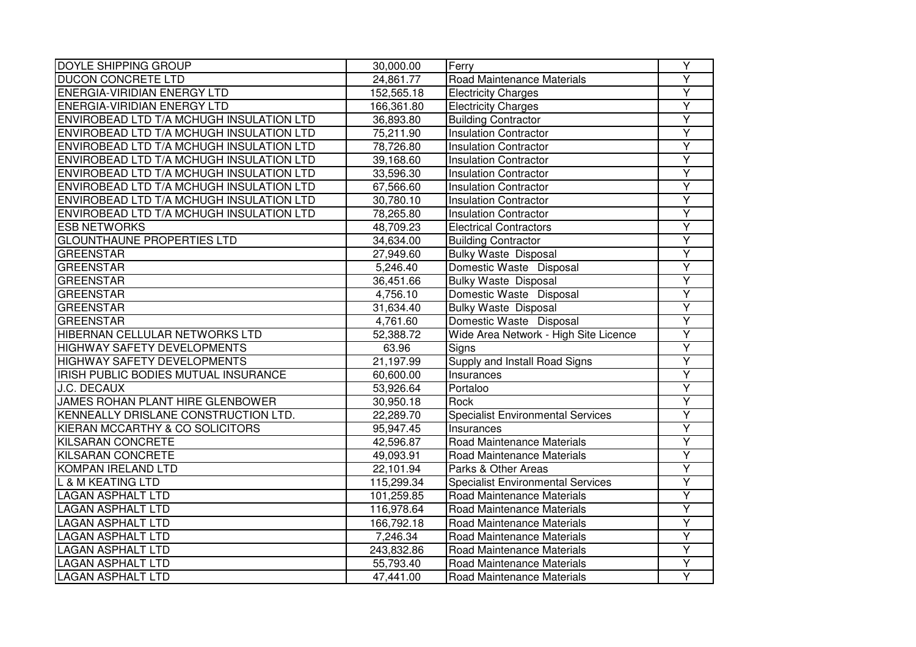| | | | |
|---|---|---|---|
| DOYLE SHIPPING GROUP | 30,000.00 | Ferry | Y |
| DUCON CONCRETE LTD | 24,861.77 | Road Maintenance Materials | Y |
| ENERGIA-VIRIDIAN ENERGY LTD | 152,565.18 | Electricity Charges | Y |
| ENERGIA-VIRIDIAN ENERGY LTD | 166,361.80 | Electricity Charges | Y |
| ENVIROBEAD LTD T/A MCHUGH INSULATION LTD | 36,893.80 | Building Contractor | Y |
| ENVIROBEAD LTD T/A MCHUGH INSULATION LTD | 75,211.90 | Insulation Contractor | Y |
| ENVIROBEAD LTD T/A MCHUGH INSULATION LTD | 78,726.80 | Insulation Contractor | Y |
| ENVIROBEAD LTD T/A MCHUGH INSULATION LTD | 39,168.60 | Insulation Contractor | Y |
| ENVIROBEAD LTD T/A MCHUGH INSULATION LTD | 33,596.30 | Insulation Contractor | Y |
| ENVIROBEAD LTD T/A MCHUGH INSULATION LTD | 67,566.60 | Insulation Contractor | Y |
| ENVIROBEAD LTD T/A MCHUGH INSULATION LTD | 30,780.10 | Insulation Contractor | Y |
| ENVIROBEAD LTD T/A MCHUGH INSULATION LTD | 78,265.80 | Insulation Contractor | Y |
| ESB NETWORKS | 48,709.23 | Electrical Contractors | Y |
| GLOUNTHAUNE PROPERTIES LTD | 34,634.00 | Building Contractor | Y |
| GREENSTAR | 27,949.60 | Bulky Waste Disposal | Y |
| GREENSTAR | 5,246.40 | Domestic Waste Disposal | Y |
| GREENSTAR | 36,451.66 | Bulky Waste Disposal | Y |
| GREENSTAR | 4,756.10 | Domestic Waste Disposal | Y |
| GREENSTAR | 31,634.40 | Bulky Waste Disposal | Y |
| GREENSTAR | 4,761.60 | Domestic Waste Disposal | Y |
| HIBERNAN CELLULAR NETWORKS LTD | 52,388.72 | Wide Area Network - High Site Licence | Y |
| HIGHWAY SAFETY DEVELOPMENTS | 63.96 | Signs | Y |
| HIGHWAY SAFETY DEVELOPMENTS | 21,197.99 | Supply and Install Road Signs | Y |
| IRISH PUBLIC BODIES MUTUAL INSURANCE | 60,600.00 | Insurances | Y |
| J.C. DECAUX | 53,926.64 | Portaloo | Y |
| JAMES ROHAN PLANT HIRE GLENBOWER | 30,950.18 | Rock | Y |
| KENNEALLY DRISLANE CONSTRUCTION LTD. | 22,289.70 | Specialist Environmental Services | Y |
| KIERAN MCCARTHY & CO SOLICITORS | 95,947.45 | Insurances | Y |
| KILSARAN CONCRETE | 42,596.87 | Road Maintenance Materials | Y |
| KILSARAN CONCRETE | 49,093.91 | Road Maintenance Materials | Y |
| KOMPAN IRELAND LTD | 22,101.94 | Parks & Other Areas | Y |
| L & M KEATING LTD | 115,299.34 | Specialist Environmental Services | Y |
| LAGAN ASPHALT LTD | 101,259.85 | Road Maintenance Materials | Y |
| LAGAN ASPHALT LTD | 116,978.64 | Road Maintenance Materials | Y |
| LAGAN ASPHALT LTD | 166,792.18 | Road Maintenance Materials | Y |
| LAGAN ASPHALT LTD | 7,246.34 | Road Maintenance Materials | Y |
| LAGAN ASPHALT LTD | 243,832.86 | Road Maintenance Materials | Y |
| LAGAN ASPHALT LTD | 55,793.40 | Road Maintenance Materials | Y |
| LAGAN ASPHALT LTD | 47,441.00 | Road Maintenance Materials | Y |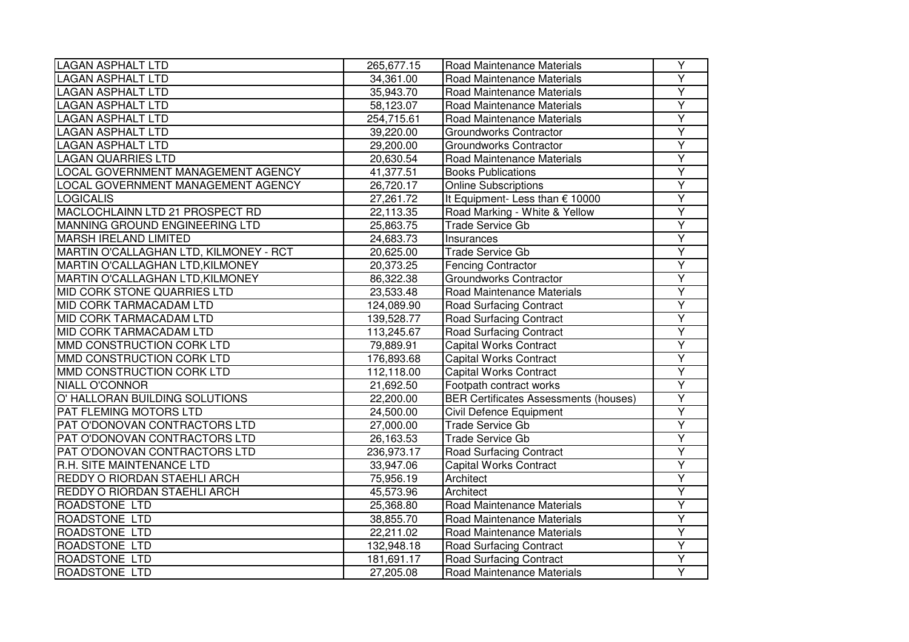| | | | |
|---|---|---|---|
| LAGAN ASPHALT LTD | 265,677.15 | Road Maintenance Materials | Y |
| LAGAN ASPHALT LTD | 34,361.00 | Road Maintenance Materials | Y |
| LAGAN ASPHALT LTD | 35,943.70 | Road Maintenance Materials | Y |
| LAGAN ASPHALT LTD | 58,123.07 | Road Maintenance Materials | Y |
| LAGAN ASPHALT LTD | 254,715.61 | Road Maintenance Materials | Y |
| LAGAN ASPHALT LTD | 39,220.00 | Groundworks Contractor | Y |
| LAGAN ASPHALT LTD | 29,200.00 | Groundworks Contractor | Y |
| LAGAN QUARRIES LTD | 20,630.54 | Road Maintenance Materials | Y |
| LOCAL GOVERNMENT MANAGEMENT AGENCY | 41,377.51 | Books Publications | Y |
| LOCAL GOVERNMENT MANAGEMENT AGENCY | 26,720.17 | Online Subscriptions | Y |
| LOGICALIS | 27,261.72 | It Equipment- Less than € 10000 | Y |
| MACLOCHLAINN LTD 21 PROSPECT RD | 22,113.35 | Road Marking - White & Yellow | Y |
| MANNING GROUND ENGINEERING LTD | 25,863.75 | Trade Service Gb | Y |
| MARSH IRELAND LIMITED | 24,683.73 | Insurances | Y |
| MARTIN O'CALLAGHAN LTD, KILMONEY - RCT | 20,625.00 | Trade Service Gb | Y |
| MARTIN O'CALLAGHAN LTD,KILMONEY | 20,373.25 | Fencing Contractor | Y |
| MARTIN O'CALLAGHAN LTD,KILMONEY | 86,322.38 | Groundworks Contractor | Y |
| MID CORK STONE QUARRIES LTD | 23,533.48 | Road Maintenance Materials | Y |
| MID CORK TARMACADAM LTD | 124,089.90 | Road Surfacing Contract | Y |
| MID CORK TARMACADAM LTD | 139,528.77 | Road Surfacing Contract | Y |
| MID CORK TARMACADAM LTD | 113,245.67 | Road Surfacing Contract | Y |
| MMD CONSTRUCTION CORK LTD | 79,889.91 | Capital Works Contract | Y |
| MMD CONSTRUCTION CORK LTD | 176,893.68 | Capital Works Contract | Y |
| MMD CONSTRUCTION CORK LTD | 112,118.00 | Capital Works Contract | Y |
| NIALL O'CONNOR | 21,692.50 | Footpath contract works | Y |
| O' HALLORAN BUILDING SOLUTIONS | 22,200.00 | BER Certificates Assessments (houses) | Y |
| PAT FLEMING MOTORS LTD | 24,500.00 | Civil Defence Equipment | Y |
| PAT O'DONOVAN CONTRACTORS LTD | 27,000.00 | Trade Service Gb | Y |
| PAT O'DONOVAN CONTRACTORS LTD | 26,163.53 | Trade Service Gb | Y |
| PAT O'DONOVAN CONTRACTORS LTD | 236,973.17 | Road Surfacing Contract | Y |
| R.H. SITE MAINTENANCE LTD | 33,947.06 | Capital Works Contract | Y |
| REDDY O RIORDAN STAEHLI ARCH | 75,956.19 | Architect | Y |
| REDDY O RIORDAN STAEHLI ARCH | 45,573.96 | Architect | Y |
| ROADSTONE LTD | 25,368.80 | Road Maintenance Materials | Y |
| ROADSTONE LTD | 38,855.70 | Road Maintenance Materials | Y |
| ROADSTONE LTD | 22,211.02 | Road Maintenance Materials | Y |
| ROADSTONE LTD | 132,948.18 | Road Surfacing Contract | Y |
| ROADSTONE LTD | 181,691.17 | Road Surfacing Contract | Y |
| ROADSTONE LTD | 27,205.08 | Road Maintenance Materials | Y |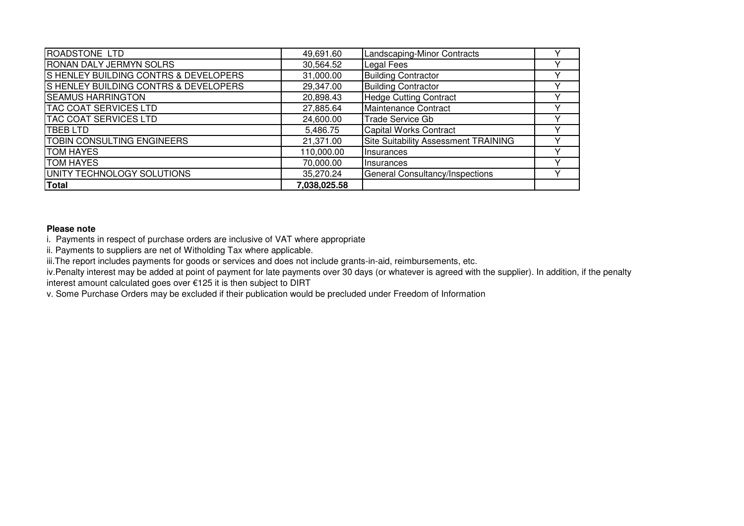| | | | |
|---|---|---|---|
| ROADSTONE LTD | 49,691.60 | Landscaping-Minor Contracts | Y |
| RONAN DALY JERMYN SOLRS | 30,564.52 | Legal Fees | Y |
| S HENLEY BUILDING CONTRS & DEVELOPERS | 31,000.00 | Building Contractor | Y |
| S HENLEY BUILDING CONTRS & DEVELOPERS | 29,347.00 | Building Contractor | Y |
| SEAMUS HARRINGTON | 20,898.43 | Hedge Cutting Contract | Y |
| TAC COAT SERVICES LTD | 27,885.64 | Maintenance Contract | Y |
| TAC COAT SERVICES LTD | 24,600.00 | Trade Service Gb | Y |
| TBEB LTD | 5,486.75 | Capital Works Contract | Y |
| TOBIN CONSULTING ENGINEERS | 21,371.00 | Site Suitability Assessment TRAINING | Y |
| TOM HAYES | 110,000.00 | Insurances | Y |
| TOM HAYES | 70,000.00 | Insurances | Y |
| UNITY TECHNOLOGY SOLUTIONS | 35,270.24 | General Consultancy/Inspections | Y |
| **Total** | **7,038,025.58** | | |

**Please note**

i. Payments in respect of purchase orders are inclusive of VAT where appropriate

ii. Payments to suppliers are net of Witholding Tax where applicable.

iii.The report includes payments for goods or services and does not include grants-in-aid, reimbursements, etc.

iv.Penalty interest may be added at point of payment for late payments over 30 days (or whatever is agreed with the supplier). In addition, if the penalty interest amount calculated goes over €125 it is then subject to DIRT

v. Some Purchase Orders may be excluded if their publication would be precluded under Freedom of Information